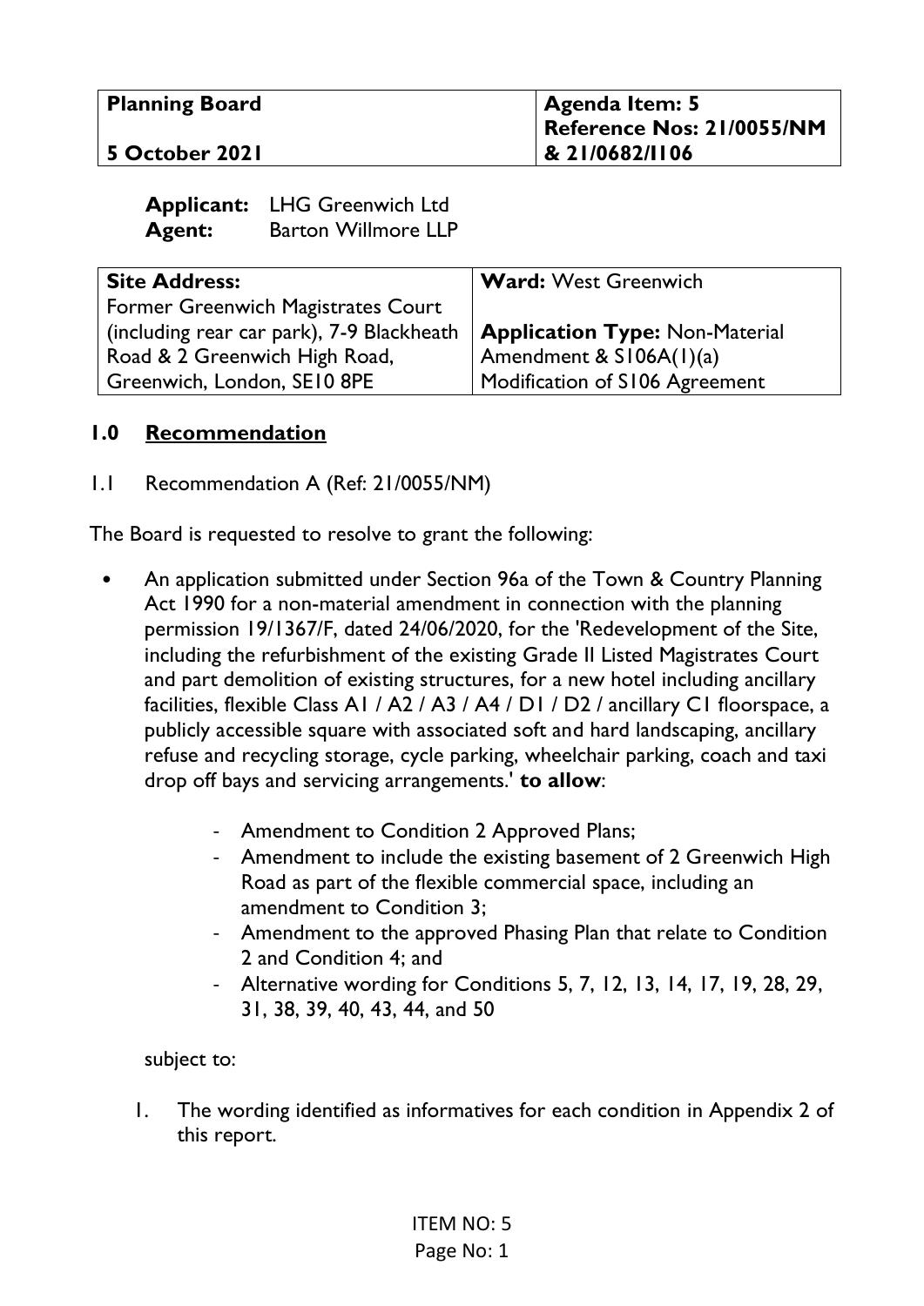| Planning Board<br><br>5 October 2021 | Agenda Item: 5<br>Reference Nos: 21/0055/NM & 21/0682/I106 |
|---|---|

**Applicant:** LHG Greenwich Ltd
**Agent:** Barton Willmore LLP

| Site Address:<br>Former Greenwich Magistrates Court (including rear car park), 7-9 Blackheath Road & 2 Greenwich High Road, Greenwich, London, SE10 8PE | Ward: West Greenwich<br><br>Application Type: Non-Material Amendment & S106A(1)(a) Modification of S106 Agreement |
|---|---|

## 1.0 Recommendation

1.1 Recommendation A (Ref: 21/0055/NM)

The Board is requested to resolve to grant the following:

- An application submitted under Section 96a of the Town & Country Planning Act 1990 for a non-material amendment in connection with the planning permission 19/1367/F, dated 24/06/2020, for the 'Redevelopment of the Site, including the refurbishment of the existing Grade II Listed Magistrates Court and part demolition of existing structures, for a new hotel including ancillary facilities, flexible Class A1 / A2 / A3 / A4 / D1 / D2 / ancillary C1 floorspace, a publicly accessible square with associated soft and hard landscaping, ancillary refuse and recycling storage, cycle parking, wheelchair parking, coach and taxi drop off bays and servicing arrangements.' **to allow**:

    - Amendment to Condition 2 Approved Plans;
    - Amendment to include the existing basement of 2 Greenwich High Road as part of the flexible commercial space, including an amendment to Condition 3;
    - Amendment to the approved Phasing Plan that relate to Condition 2 and Condition 4; and
    - Alternative wording for Conditions 5, 7, 12, 13, 14, 17, 19, 28, 29, 31, 38, 39, 40, 43, 44, and 50

subject to:

1. The wording identified as informatives for each condition in Appendix 2 of this report.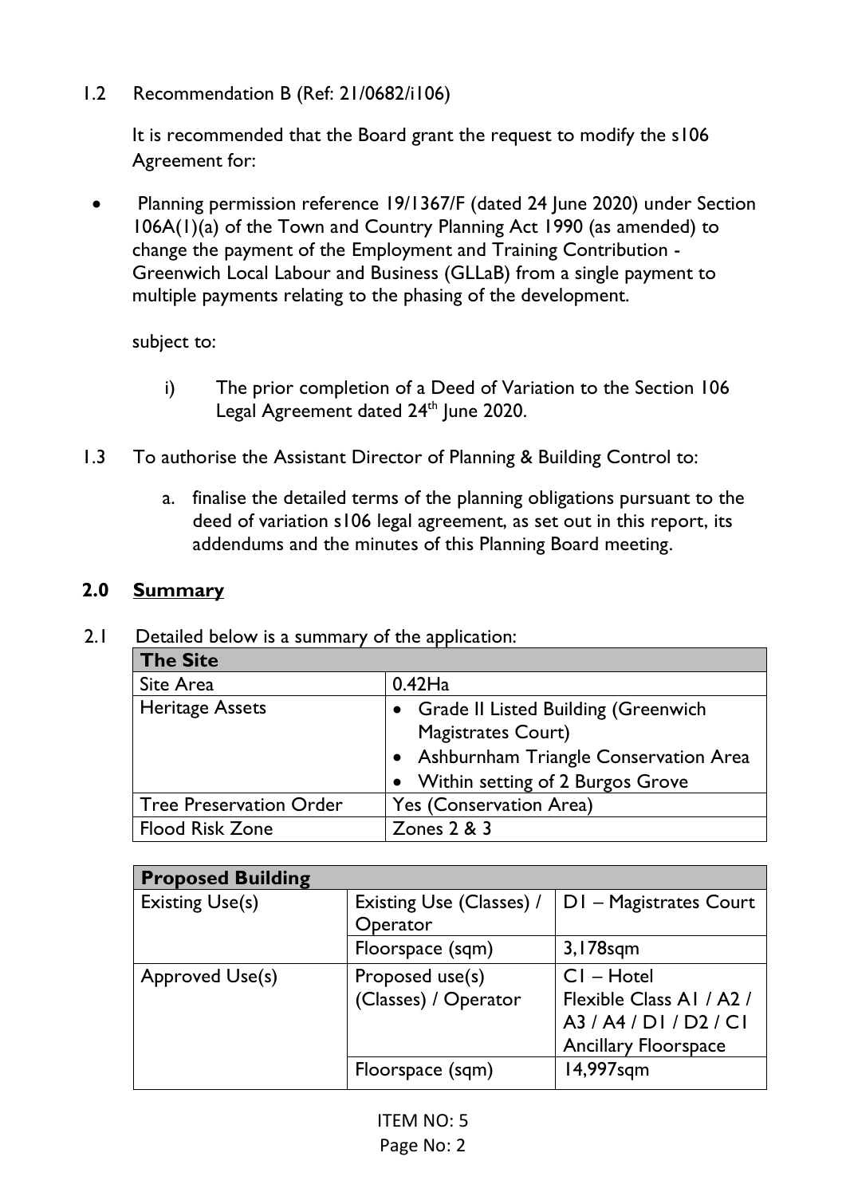1.2 Recommendation B (Ref: 21/0682/i106)

It is recommended that the Board grant the request to modify the s106 Agreement for:

- Planning permission reference 19/1367/F (dated 24 June 2020) under Section 106A(1)(a) of the Town and Country Planning Act 1990 (as amended) to change the payment of the Employment and Training Contribution - Greenwich Local Labour and Business (GLLaB) from a single payment to multiple payments relating to the phasing of the development.

subject to:

i) The prior completion of a Deed of Variation to the Section 106 Legal Agreement dated 24th June 2020.

1.3 To authorise the Assistant Director of Planning & Building Control to:

a. finalise the detailed terms of the planning obligations pursuant to the deed of variation s106 legal agreement, as set out in this report, its addendums and the minutes of this Planning Board meeting.

## 2.0 Summary

2.1 Detailed below is a summary of the application:

| The Site | |
|---|---|
| Site Area | 0.42Ha |
| Heritage Assets | • Grade II Listed Building (Greenwich Magistrates Court)<br>• Ashburnham Triangle Conservation Area<br>• Within setting of 2 Burgos Grove |
| Tree Preservation Order | Yes (Conservation Area) |
| Flood Risk Zone | Zones 2 & 3 |

| Proposed Building | | |
|---|---|---|
| Existing Use(s) | Existing Use (Classes) / Operator | D1 – Magistrates Court |
| | Floorspace (sqm) | 3,178sqm |
| Approved Use(s) | Proposed use(s) (Classes) / Operator | C1 – Hotel<br>Flexible Class A1 / A2 / A3 / A4 / D1 / D2 / C1 Ancillary Floorspace |
| | Floorspace (sqm) | 14,997sqm |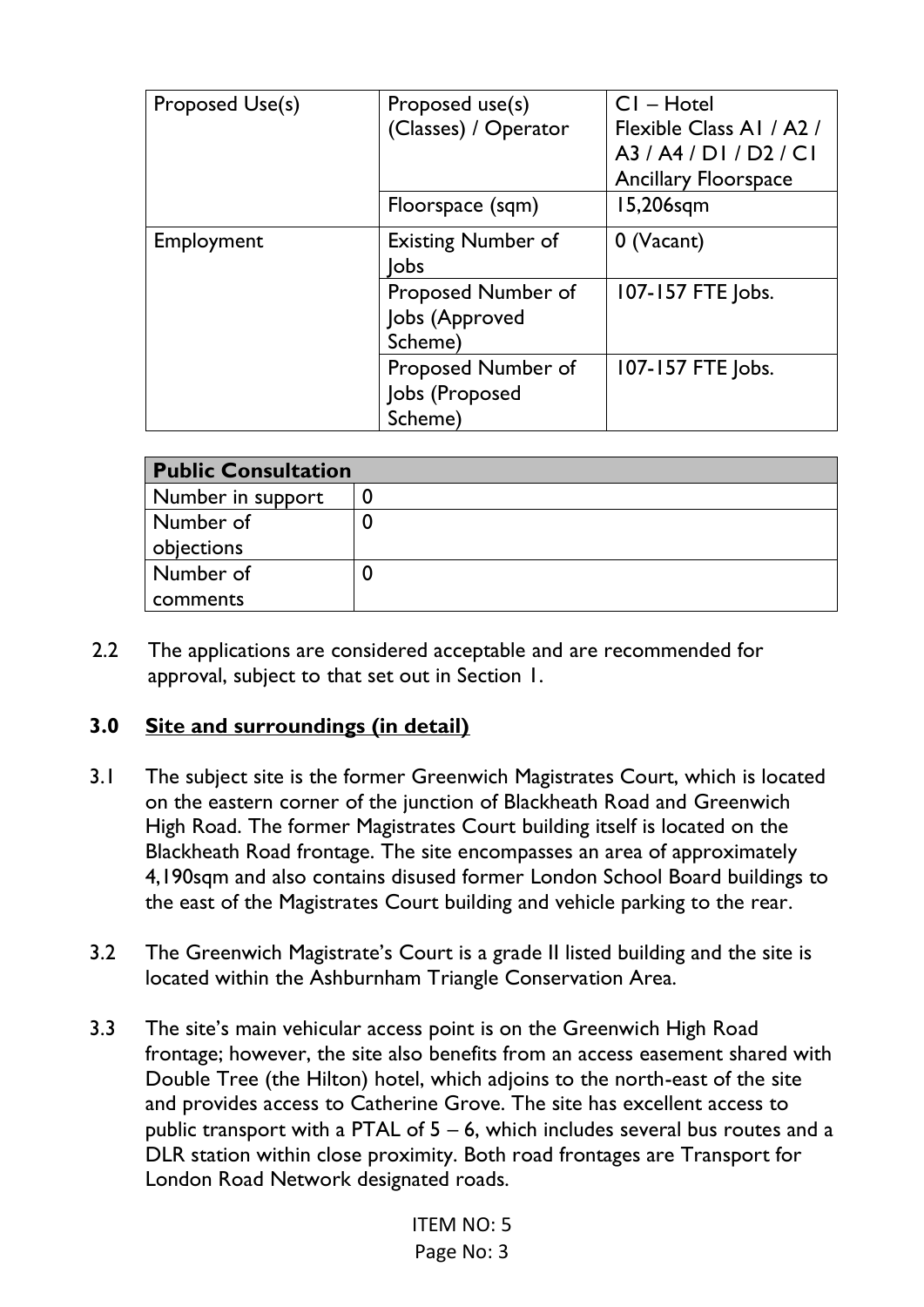| Proposed Use(s) | Proposed use(s) (Classes) / Operator | C1 – Hotel<br>Flexible Class A1 / A2 / A3 / A4 / D1 / D2 / C1 Ancillary Floorspace |
| --- | --- | --- |
| | Floorspace (sqm) | 15,206sqm |
| Employment | Existing Number of Jobs | 0 (Vacant) |
| | Proposed Number of Jobs (Approved Scheme) | 107-157 FTE Jobs. |
| | Proposed Number of Jobs (Proposed Scheme) | 107-157 FTE Jobs. |

| **Public Consultation** | |
| --- | --- |
| Number in support | 0 |
| Number of objections | 0 |
| Number of comments | 0 |

2.2 The applications are considered acceptable and are recommended for approval, subject to that set out in Section 1.

## 3.0 Site and surroundings (in detail)

3.1 The subject site is the former Greenwich Magistrates Court, which is located on the eastern corner of the junction of Blackheath Road and Greenwich High Road. The former Magistrates Court building itself is located on the Blackheath Road frontage. The site encompasses an area of approximately 4,190sqm and also contains disused former London School Board buildings to the east of the Magistrates Court building and vehicle parking to the rear.

3.2 The Greenwich Magistrate's Court is a grade II listed building and the site is located within the Ashburnham Triangle Conservation Area.

3.3 The site's main vehicular access point is on the Greenwich High Road frontage; however, the site also benefits from an access easement shared with Double Tree (the Hilton) hotel, which adjoins to the north-east of the site and provides access to Catherine Grove. The site has excellent access to public transport with a PTAL of 5 – 6, which includes several bus routes and a DLR station within close proximity. Both road frontages are Transport for London Road Network designated roads.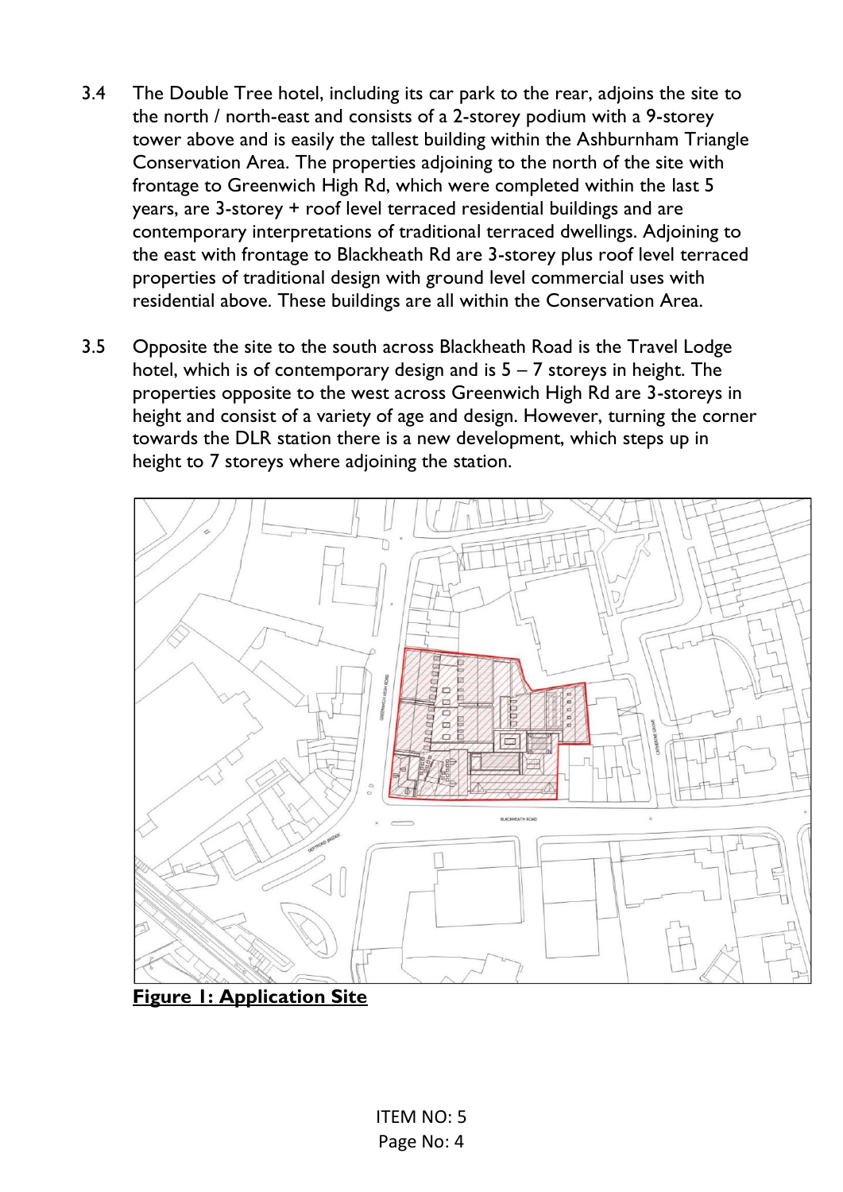3.4 The Double Tree hotel, including its car park to the rear, adjoins the site to the north / north-east and consists of a 2-storey podium with a 9-storey tower above and is easily the tallest building within the Ashburnham Triangle Conservation Area. The properties adjoining to the north of the site with frontage to Greenwich High Rd, which were completed within the last 5 years, are 3-storey + roof level terraced residential buildings and are contemporary interpretations of traditional terraced dwellings. Adjoining to the east with frontage to Blackheath Rd are 3-storey plus roof level terraced properties of traditional design with ground level commercial uses with residential above. These buildings are all within the Conservation Area.

3.5 Opposite the site to the south across Blackheath Road is the Travel Lodge hotel, which is of contemporary design and is 5 – 7 storeys in height. The properties opposite to the west across Greenwich High Rd are 3-storeys in height and consist of a variety of age and design. However, turning the corner towards the DLR station there is a new development, which steps up in height to 7 storeys where adjoining the station.

**Figure 1: Application Site**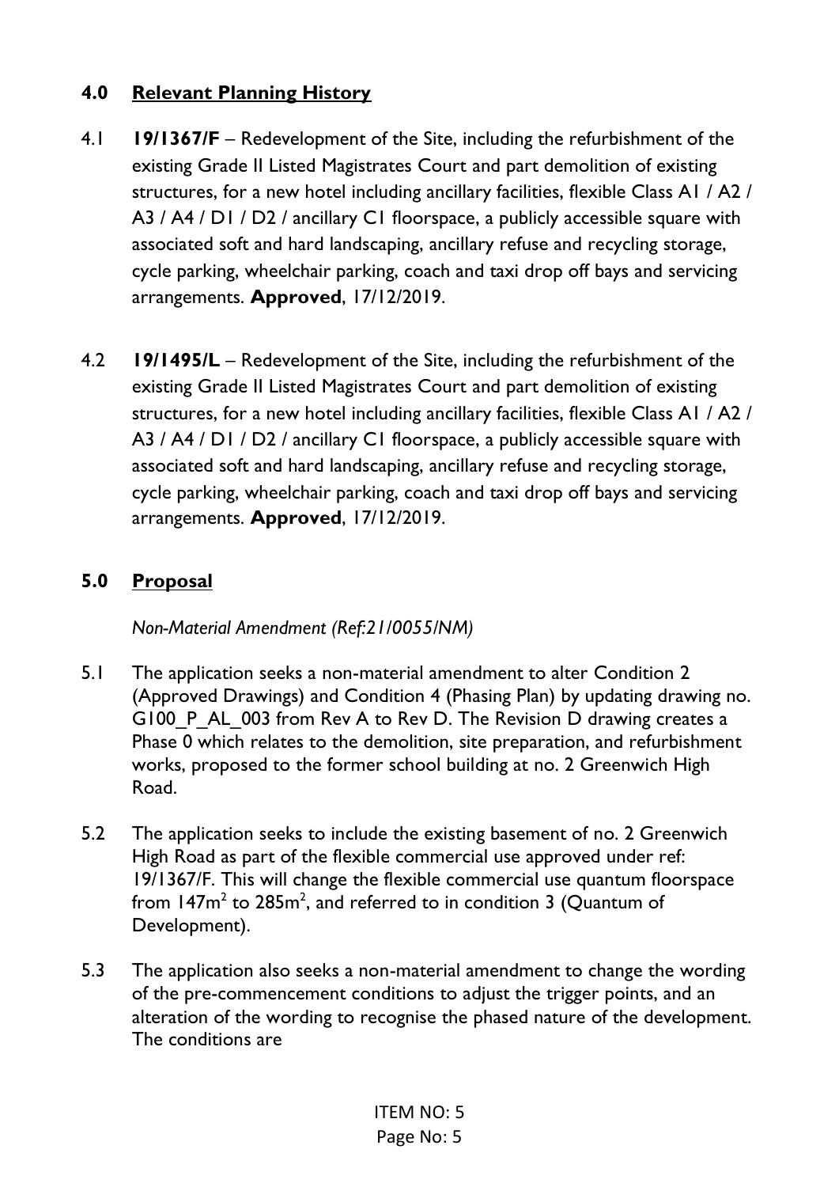## 4.0 Relevant Planning History

4.1 **19/1367/F** – Redevelopment of the Site, including the refurbishment of the existing Grade II Listed Magistrates Court and part demolition of existing structures, for a new hotel including ancillary facilities, flexible Class A1 / A2 / A3 / A4 / D1 / D2 / ancillary C1 floorspace, a publicly accessible square with associated soft and hard landscaping, ancillary refuse and recycling storage, cycle parking, wheelchair parking, coach and taxi drop off bays and servicing arrangements. **Approved**, 17/12/2019.

4.2 **19/1495/L** – Redevelopment of the Site, including the refurbishment of the existing Grade II Listed Magistrates Court and part demolition of existing structures, for a new hotel including ancillary facilities, flexible Class A1 / A2 / A3 / A4 / D1 / D2 / ancillary C1 floorspace, a publicly accessible square with associated soft and hard landscaping, ancillary refuse and recycling storage, cycle parking, wheelchair parking, coach and taxi drop off bays and servicing arrangements. **Approved**, 17/12/2019.

## 5.0 Proposal

*Non-Material Amendment (Ref:21/0055/NM)*

5.1 The application seeks a non-material amendment to alter Condition 2 (Approved Drawings) and Condition 4 (Phasing Plan) by updating drawing no. G100_P_AL_003 from Rev A to Rev D. The Revision D drawing creates a Phase 0 which relates to the demolition, site preparation, and refurbishment works, proposed to the former school building at no. 2 Greenwich High Road.

5.2 The application seeks to include the existing basement of no. 2 Greenwich High Road as part of the flexible commercial use approved under ref: 19/1367/F. This will change the flexible commercial use quantum floorspace from 147m$^2$ to 285m$^2$, and referred to in condition 3 (Quantum of Development).

5.3 The application also seeks a non-material amendment to change the wording of the pre-commencement conditions to adjust the trigger points, and an alteration of the wording to recognise the phased nature of the development. The conditions are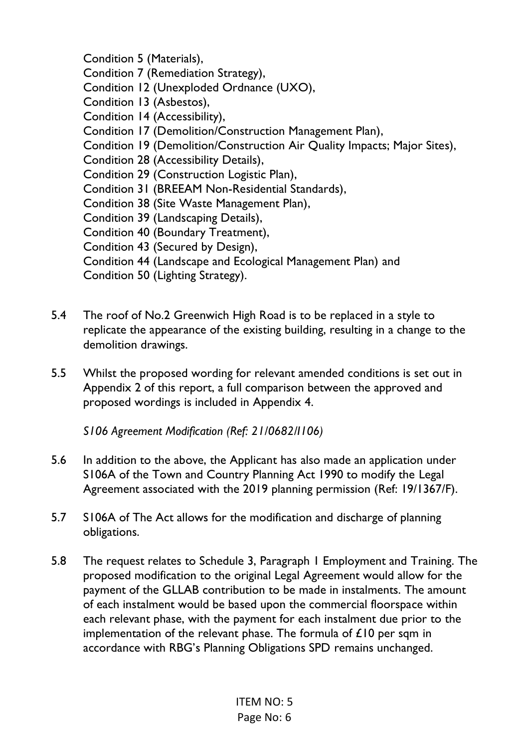Condition 5 (Materials),
Condition 7 (Remediation Strategy),
Condition 12 (Unexploded Ordnance (UXO),
Condition 13 (Asbestos),
Condition 14 (Accessibility),
Condition 17 (Demolition/Construction Management Plan),
Condition 19 (Demolition/Construction Air Quality Impacts; Major Sites),
Condition 28 (Accessibility Details),
Condition 29 (Construction Logistic Plan),
Condition 31 (BREEAM Non-Residential Standards),
Condition 38 (Site Waste Management Plan),
Condition 39 (Landscaping Details),
Condition 40 (Boundary Treatment),
Condition 43 (Secured by Design),
Condition 44 (Landscape and Ecological Management Plan) and
Condition 50 (Lighting Strategy).

5.4 The roof of No.2 Greenwich High Road is to be replaced in a style to replicate the appearance of the existing building, resulting in a change to the demolition drawings.

5.5 Whilst the proposed wording for relevant amended conditions is set out in Appendix 2 of this report, a full comparison between the approved and proposed wordings is included in Appendix 4.

*S106 Agreement Modification (Ref: 21/0682/I106)*

5.6 In addition to the above, the Applicant has also made an application under S106A of the Town and Country Planning Act 1990 to modify the Legal Agreement associated with the 2019 planning permission (Ref: 19/1367/F).

5.7 S106A of The Act allows for the modification and discharge of planning obligations.

5.8 The request relates to Schedule 3, Paragraph 1 Employment and Training. The proposed modification to the original Legal Agreement would allow for the payment of the GLLAB contribution to be made in instalments. The amount of each instalment would be based upon the commercial floorspace within each relevant phase, with the payment for each instalment due prior to the implementation of the relevant phase. The formula of £10 per sqm in accordance with RBG's Planning Obligations SPD remains unchanged.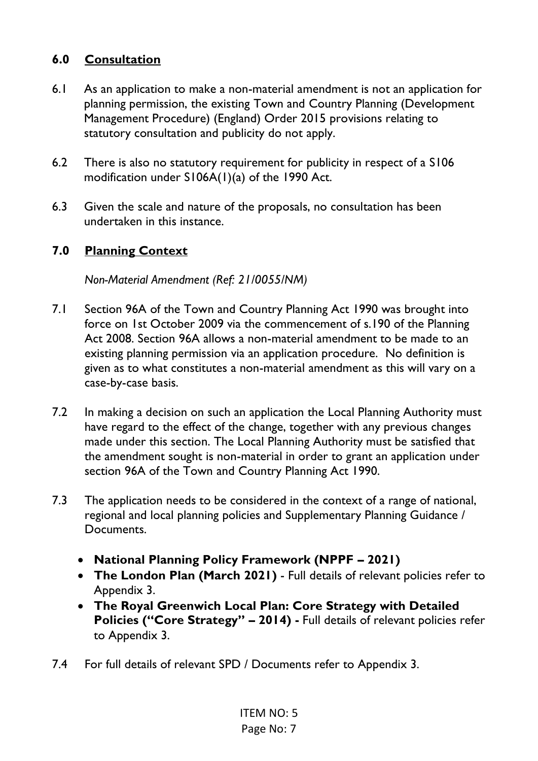## 6.0 Consultation

6.1 As an application to make a non-material amendment is not an application for planning permission, the existing Town and Country Planning (Development Management Procedure) (England) Order 2015 provisions relating to statutory consultation and publicity do not apply.

6.2 There is also no statutory requirement for publicity in respect of a S106 modification under S106A(1)(a) of the 1990 Act.

6.3 Given the scale and nature of the proposals, no consultation has been undertaken in this instance.

## 7.0 Planning Context

*Non-Material Amendment (Ref: 21/0055/NM)*

7.1 Section 96A of the Town and Country Planning Act 1990 was brought into force on 1st October 2009 via the commencement of s.190 of the Planning Act 2008. Section 96A allows a non-material amendment to be made to an existing planning permission via an application procedure. No definition is given as to what constitutes a non-material amendment as this will vary on a case-by-case basis.

7.2 In making a decision on such an application the Local Planning Authority must have regard to the effect of the change, together with any previous changes made under this section. The Local Planning Authority must be satisfied that the amendment sought is non-material in order to grant an application under section 96A of the Town and Country Planning Act 1990.

7.3 The application needs to be considered in the context of a range of national, regional and local planning policies and Supplementary Planning Guidance / Documents.

- **National Planning Policy Framework (NPPF – 2021)**
- **The London Plan (March 2021)** - Full details of relevant policies refer to Appendix 3.
- **The Royal Greenwich Local Plan: Core Strategy with Detailed Policies ("Core Strategy" – 2014) -** Full details of relevant policies refer to Appendix 3.

7.4 For full details of relevant SPD / Documents refer to Appendix 3.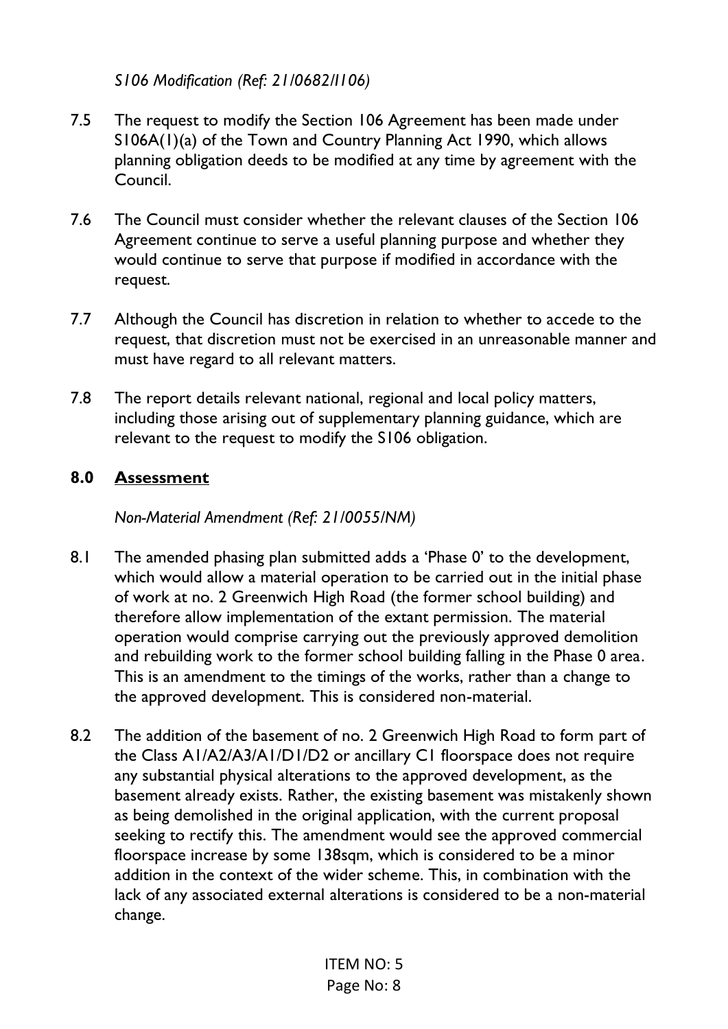*S106 Modification (Ref: 21/0682/I106)*

7.5 The request to modify the Section 106 Agreement has been made under S106A(1)(a) of the Town and Country Planning Act 1990, which allows planning obligation deeds to be modified at any time by agreement with the Council.

7.6 The Council must consider whether the relevant clauses of the Section 106 Agreement continue to serve a useful planning purpose and whether they would continue to serve that purpose if modified in accordance with the request.

7.7 Although the Council has discretion in relation to whether to accede to the request, that discretion must not be exercised in an unreasonable manner and must have regard to all relevant matters.

7.8 The report details relevant national, regional and local policy matters, including those arising out of supplementary planning guidance, which are relevant to the request to modify the S106 obligation.

## 8.0 Assessment

*Non-Material Amendment (Ref: 21/0055/NM)*

8.1 The amended phasing plan submitted adds a 'Phase 0' to the development, which would allow a material operation to be carried out in the initial phase of work at no. 2 Greenwich High Road (the former school building) and therefore allow implementation of the extant permission. The material operation would comprise carrying out the previously approved demolition and rebuilding work to the former school building falling in the Phase 0 area. This is an amendment to the timings of the works, rather than a change to the approved development. This is considered non-material.

8.2 The addition of the basement of no. 2 Greenwich High Road to form part of the Class A1/A2/A3/A1/D1/D2 or ancillary C1 floorspace does not require any substantial physical alterations to the approved development, as the basement already exists. Rather, the existing basement was mistakenly shown as being demolished in the original application, with the current proposal seeking to rectify this. The amendment would see the approved commercial floorspace increase by some 138sqm, which is considered to be a minor addition in the context of the wider scheme. This, in combination with the lack of any associated external alterations is considered to be a non-material change.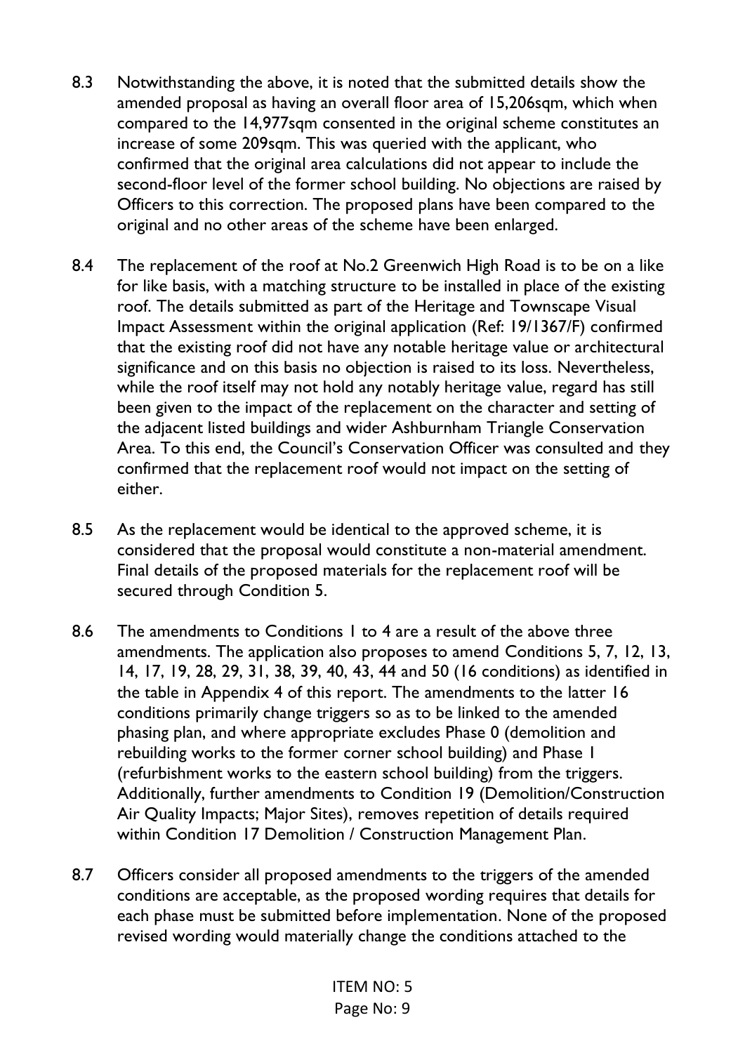8.3 Notwithstanding the above, it is noted that the submitted details show the amended proposal as having an overall floor area of 15,206sqm, which when compared to the 14,977sqm consented in the original scheme constitutes an increase of some 209sqm. This was queried with the applicant, who confirmed that the original area calculations did not appear to include the second-floor level of the former school building. No objections are raised by Officers to this correction. The proposed plans have been compared to the original and no other areas of the scheme have been enlarged.

8.4 The replacement of the roof at No.2 Greenwich High Road is to be on a like for like basis, with a matching structure to be installed in place of the existing roof. The details submitted as part of the Heritage and Townscape Visual Impact Assessment within the original application (Ref: 19/1367/F) confirmed that the existing roof did not have any notable heritage value or architectural significance and on this basis no objection is raised to its loss. Nevertheless, while the roof itself may not hold any notably heritage value, regard has still been given to the impact of the replacement on the character and setting of the adjacent listed buildings and wider Ashburnham Triangle Conservation Area. To this end, the Council's Conservation Officer was consulted and they confirmed that the replacement roof would not impact on the setting of either.

8.5 As the replacement would be identical to the approved scheme, it is considered that the proposal would constitute a non-material amendment. Final details of the proposed materials for the replacement roof will be secured through Condition 5.

8.6 The amendments to Conditions 1 to 4 are a result of the above three amendments. The application also proposes to amend Conditions 5, 7, 12, 13, 14, 17, 19, 28, 29, 31, 38, 39, 40, 43, 44 and 50 (16 conditions) as identified in the table in Appendix 4 of this report. The amendments to the latter 16 conditions primarily change triggers so as to be linked to the amended phasing plan, and where appropriate excludes Phase 0 (demolition and rebuilding works to the former corner school building) and Phase 1 (refurbishment works to the eastern school building) from the triggers. Additionally, further amendments to Condition 19 (Demolition/Construction Air Quality Impacts; Major Sites), removes repetition of details required within Condition 17 Demolition / Construction Management Plan.

8.7 Officers consider all proposed amendments to the triggers of the amended conditions are acceptable, as the proposed wording requires that details for each phase must be submitted before implementation. None of the proposed revised wording would materially change the conditions attached to the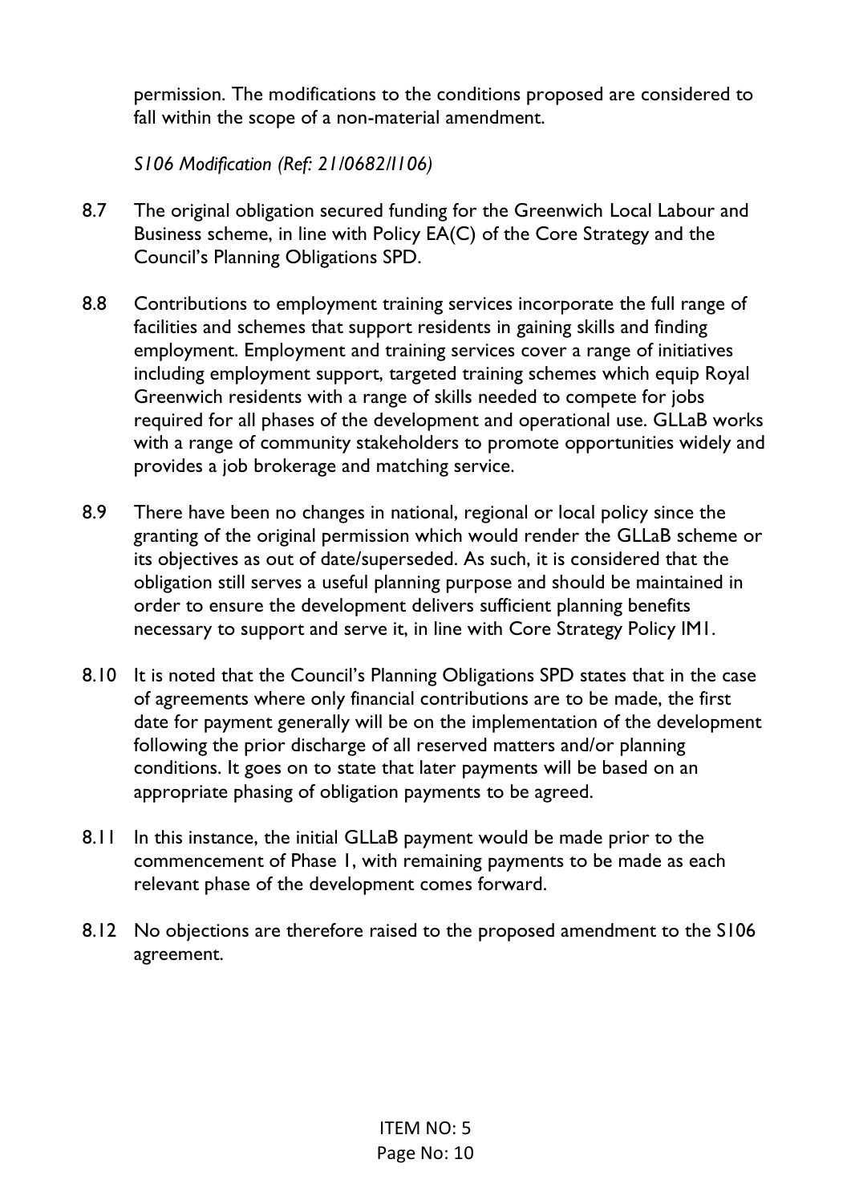permission. The modifications to the conditions proposed are considered to fall within the scope of a non-material amendment.

*S106 Modification (Ref: 21/0682/I106)*

8.7 The original obligation secured funding for the Greenwich Local Labour and Business scheme, in line with Policy EA(C) of the Core Strategy and the Council's Planning Obligations SPD.

8.8 Contributions to employment training services incorporate the full range of facilities and schemes that support residents in gaining skills and finding employment. Employment and training services cover a range of initiatives including employment support, targeted training schemes which equip Royal Greenwich residents with a range of skills needed to compete for jobs required for all phases of the development and operational use. GLLaB works with a range of community stakeholders to promote opportunities widely and provides a job brokerage and matching service.

8.9 There have been no changes in national, regional or local policy since the granting of the original permission which would render the GLLaB scheme or its objectives as out of date/superseded. As such, it is considered that the obligation still serves a useful planning purpose and should be maintained in order to ensure the development delivers sufficient planning benefits necessary to support and serve it, in line with Core Strategy Policy IM1.

8.10 It is noted that the Council's Planning Obligations SPD states that in the case of agreements where only financial contributions are to be made, the first date for payment generally will be on the implementation of the development following the prior discharge of all reserved matters and/or planning conditions. It goes on to state that later payments will be based on an appropriate phasing of obligation payments to be agreed.

8.11 In this instance, the initial GLLaB payment would be made prior to the commencement of Phase 1, with remaining payments to be made as each relevant phase of the development comes forward.

8.12 No objections are therefore raised to the proposed amendment to the S106 agreement.

ITEM NO: 5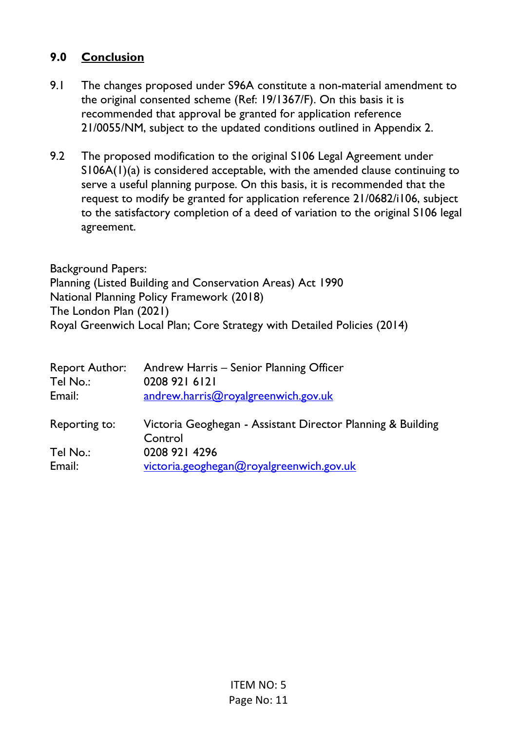## 9.0 Conclusion

9.1 The changes proposed under S96A constitute a non-material amendment to the original consented scheme (Ref: 19/1367/F). On this basis it is recommended that approval be granted for application reference 21/0055/NM, subject to the updated conditions outlined in Appendix 2.

9.2 The proposed modification to the original S106 Legal Agreement under S106A(1)(a) is considered acceptable, with the amended clause continuing to serve a useful planning purpose. On this basis, it is recommended that the request to modify be granted for application reference 21/0682/i106, subject to the satisfactory completion of a deed of variation to the original S106 legal agreement.

Background Papers:
Planning (Listed Building and Conservation Areas) Act 1990
National Planning Policy Framework (2018)
The London Plan (2021)
Royal Greenwich Local Plan; Core Strategy with Detailed Policies (2014)

| | |
|---|---|
| Report Author: | Andrew Harris – Senior Planning Officer |
| Tel No.: | 0208 921 6121 |
| Email: | andrew.harris@royalgreenwich.gov.uk |
| Reporting to: | Victoria Geoghegan - Assistant Director Planning & Building Control |
| Tel No.: | 0208 921 4296 |
| Email: | victoria.geoghegan@royalgreenwich.gov.uk |